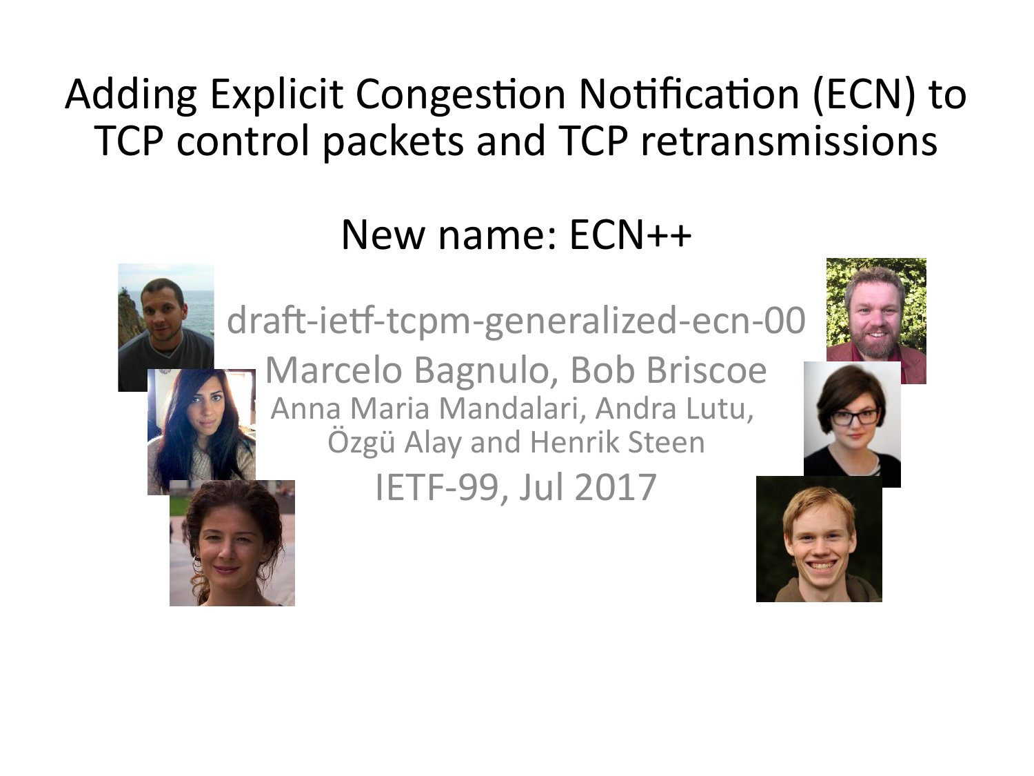# Adding Explicit Congestion Notification (ECN) to TCP control packets and TCP retransmissions

## New name: ECN++

draft-ietf-tcpm-generalized-ecn-00

Marcelo Bagnulo, Bob Briscoe

Anna Maria Mandalari, Andra Lutu, Özgü Alay and Henrik Steen

IETF-99, Jul 2017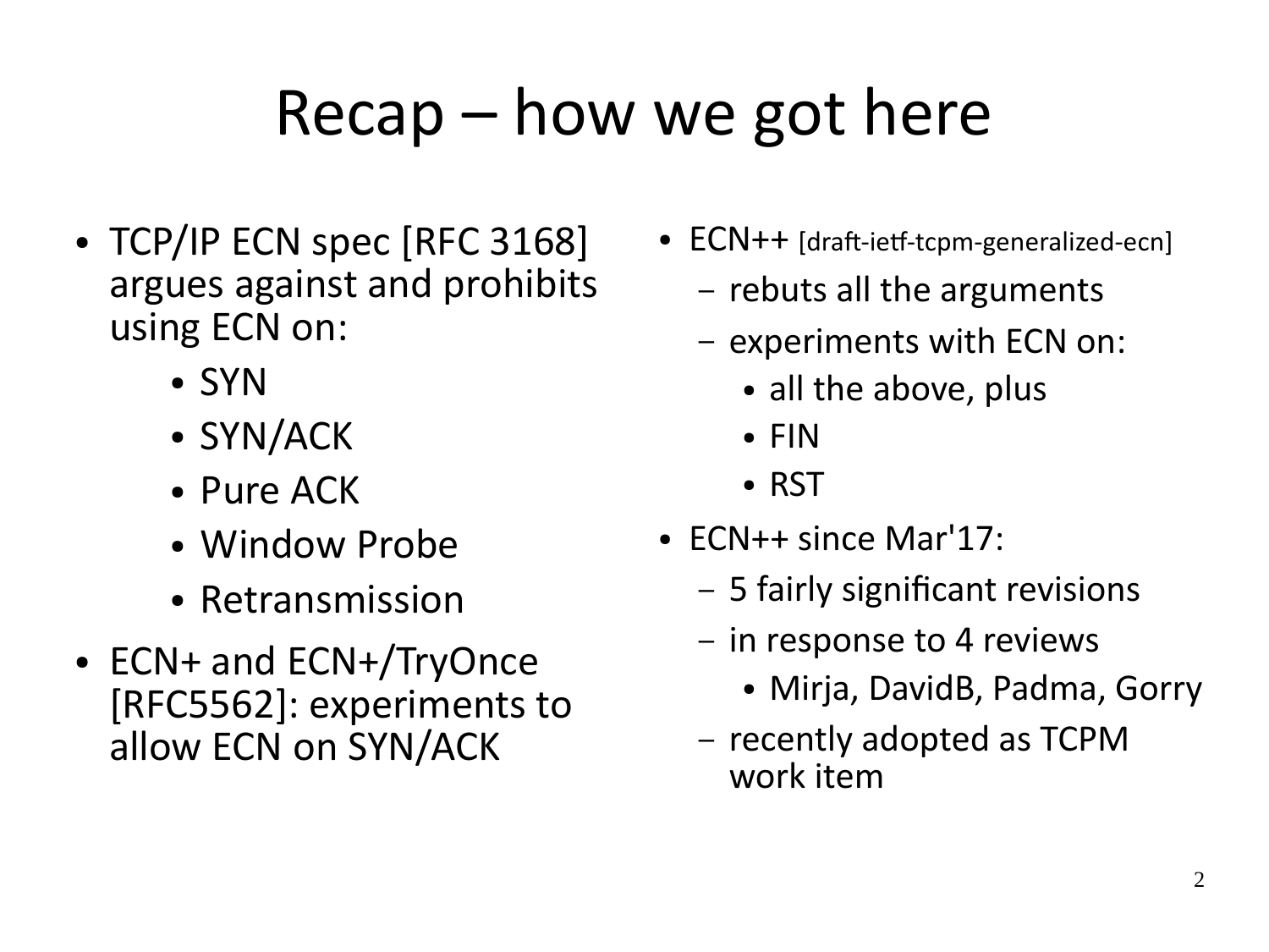# Recap – how we got here

- TCP/IP ECN spec [RFC 3168] argues against and prohibits using ECN on:
  - SYN
  - SYN/ACK
  - Pure ACK
  - Window Probe
  - Retransmission
- ECN+ and ECN+/TryOnce [RFC5562]: experiments to allow ECN on SYN/ACK
- ECN++ [draft-ietf-tcpm-generalized-ecn]
  - rebuts all the arguments
  - experiments with ECN on:
    - all the above, plus
    - FIN
    - RST
- ECN++ since Mar'17:
  - 5 fairly significant revisions
  - in response to 4 reviews
    - Mirja, DavidB, Padma, Gorry
  - recently adopted as TCPM work item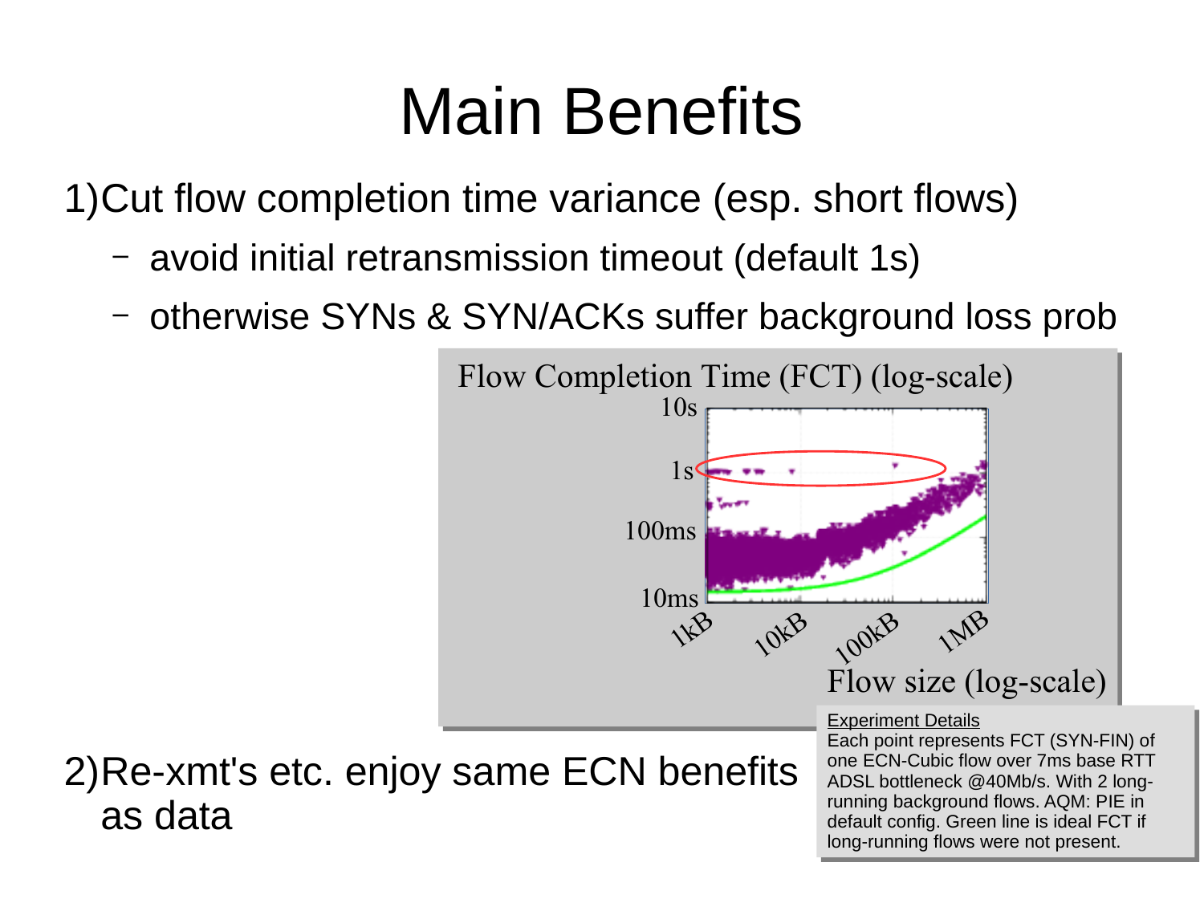# Main Benefits

1) Cut flow completion time variance (esp. short flows)
   - avoid initial retransmission timeout (default 1s)
   - otherwise SYNs & SYN/ACKs suffer background loss prob

Flow Completion Time (FCT) (log-scale)

10s

1s

100ms

10ms

1kB 10kB 100kB 1MB

Flow size (log-scale)

Experiment Details

Each point represents FCT (SYN-FIN) of one ECN-Cubic flow over 7ms base RTT ADSL bottleneck @40Mb/s. With 2 long-running background flows. AQM: PIE in default config. Green line is ideal FCT if long-running flows were not present.

2) Re-xmt's etc. enjoy same ECN benefits as data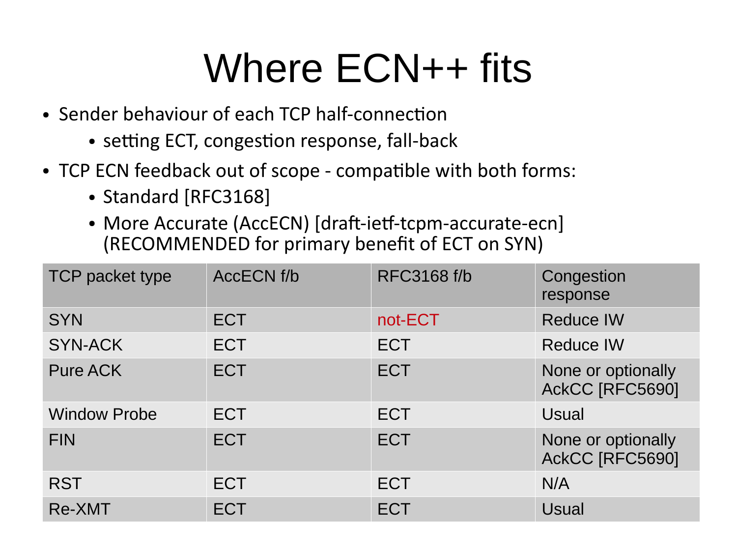# Where ECN++ fits

- Sender behaviour of each TCP half-connection
  - setting ECT, congestion response, fall-back
- TCP ECN feedback out of scope - compatible with both forms:
  - Standard [RFC3168]
  - More Accurate (AccECN) [draft-ietf-tcpm-accurate-ecn] (RECOMMENDED for primary benefit of ECT on SYN)

| TCP packet type | AccECN f/b | RFC3168 f/b | Congestion response |
|---|---|---|---|
| SYN | ECT | not-ECT | Reduce IW |
| SYN-ACK | ECT | ECT | Reduce IW |
| Pure ACK | ECT | ECT | None or optionally AckCC [RFC5690] |
| Window Probe | ECT | ECT | Usual |
| FIN | ECT | ECT | None or optionally AckCC [RFC5690] |
| RST | ECT | ECT | N/A |
| Re-XMT | ECT | ECT | Usual |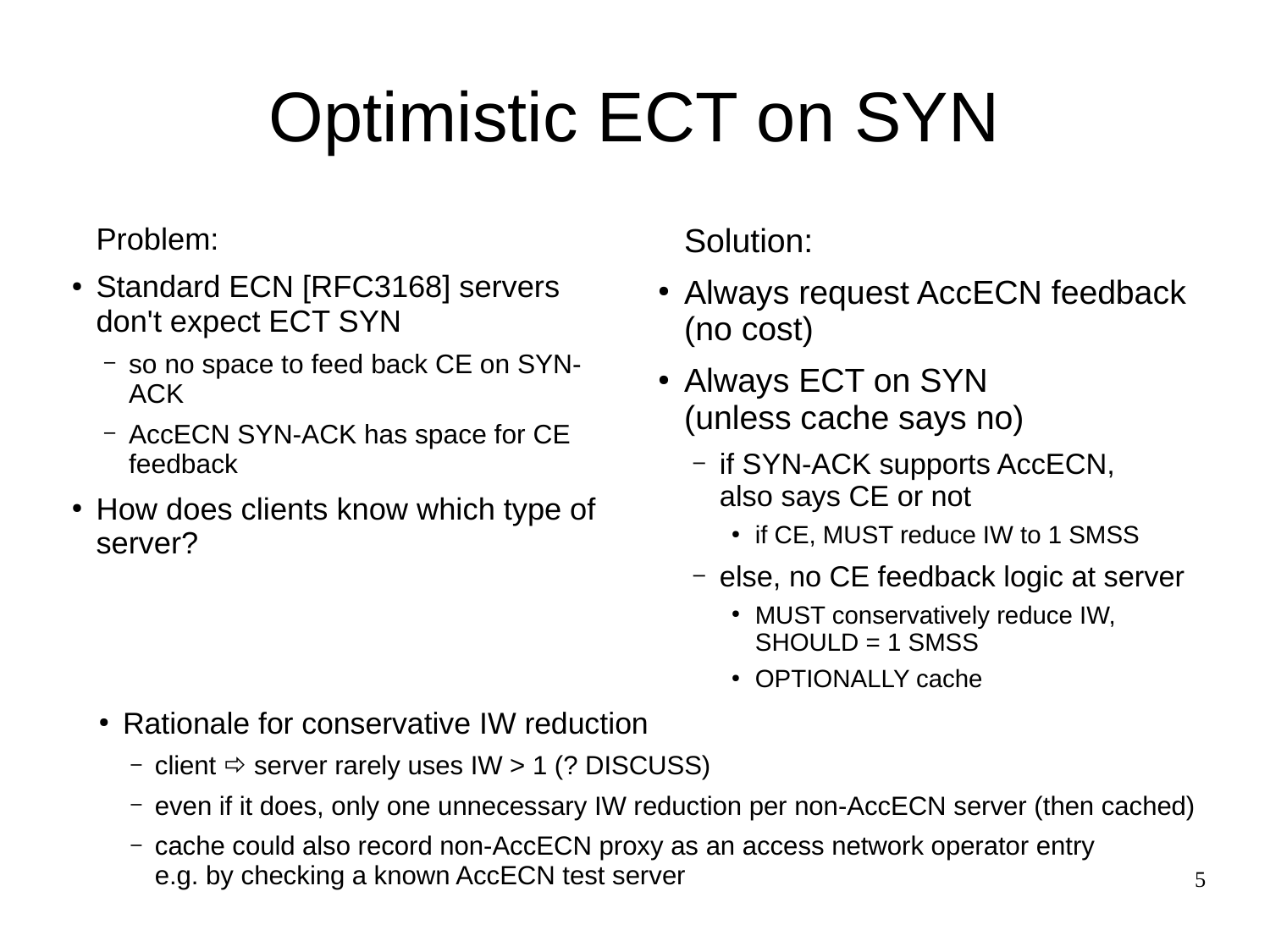# Optimistic ECT on SYN

Problem:

- Standard ECN [RFC3168] servers don't expect ECT SYN
  - so no space to feed back CE on SYN-ACK
  - AccECN SYN-ACK has space for CE feedback
- How does clients know which type of server?

Solution:

- Always request AccECN feedback (no cost)
- Always ECT on SYN (unless cache says no)
  - if SYN-ACK supports AccECN, also says CE or not
    - if CE, MUST reduce IW to 1 SMSS
  - else, no CE feedback logic at server
    - MUST conservatively reduce IW, SHOULD = 1 SMSS
    - OPTIONALLY cache

- Rationale for conservative IW reduction
  - client ⇨ server rarely uses IW > 1 (? DISCUSS)
  - even if it does, only one unnecessary IW reduction per non-AccECN server (then cached)
  - cache could also record non-AccECN proxy as an access network operator entry e.g. by checking a known AccECN test server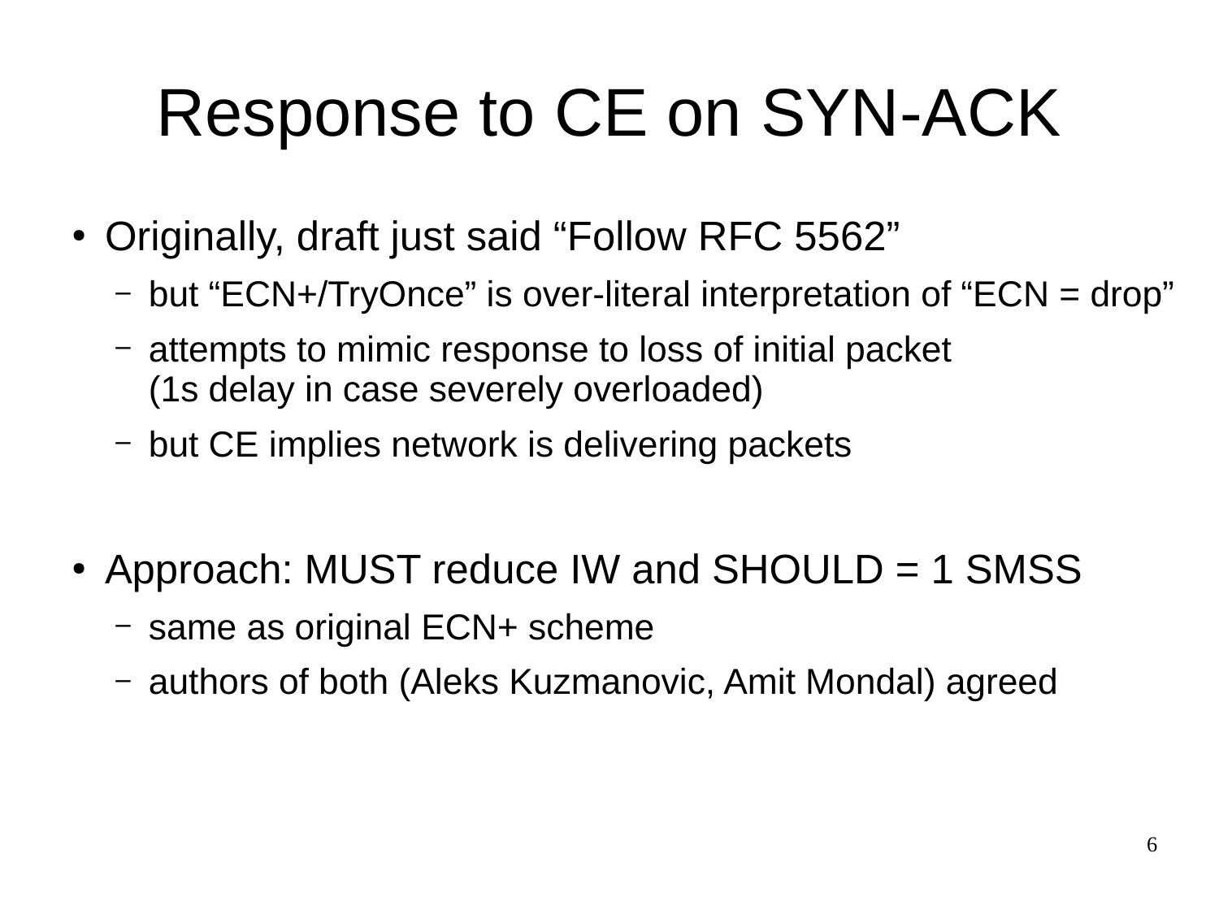# Response to CE on SYN-ACK

- Originally, draft just said “Follow RFC 5562”
  - but “ECN+/TryOnce” is over-literal interpretation of “ECN = drop”
  - attempts to mimic response to loss of initial packet
    (1s delay in case severely overloaded)
  - but CE implies network is delivering packets
- Approach: MUST reduce IW and SHOULD = 1 SMSS
  - same as original ECN+ scheme
  - authors of both (Aleks Kuzmanovic, Amit Mondal) agreed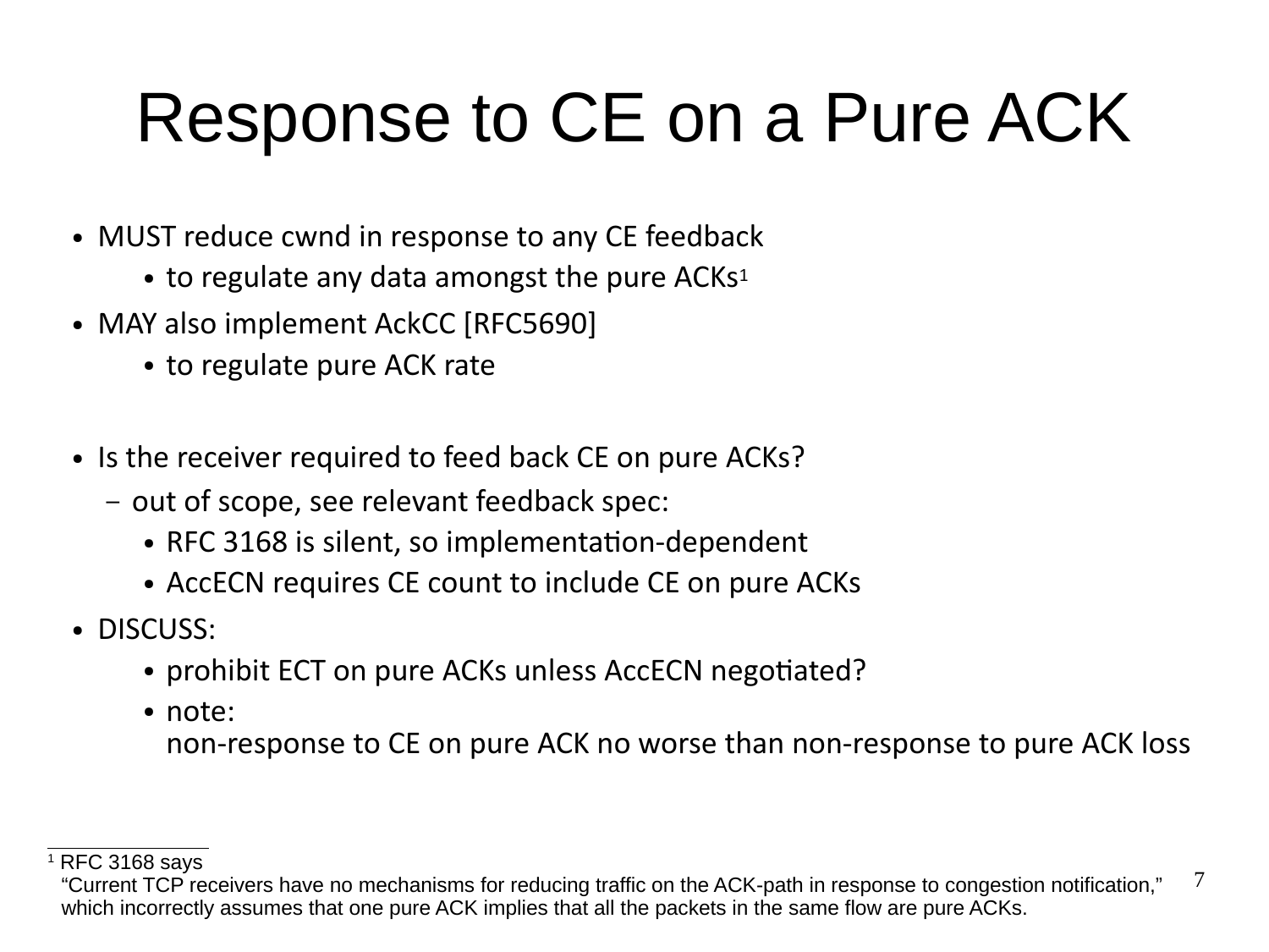# Response to CE on a Pure ACK

- MUST reduce cwnd in response to any CE feedback
  - to regulate any data amongst the pure ACKs[1]
- MAY also implement AckCC [RFC5690]
  - to regulate pure ACK rate

- Is the receiver required to feed back CE on pure ACKs?
  - out of scope, see relevant feedback spec:
    - RFC 3168 is silent, so implementation-dependent
    - AccECN requires CE count to include CE on pure ACKs
- DISCUSS:
  - prohibit ECT on pure ACKs unless AccECN negotiated?
  - note:
    non-response to CE on pure ACK no worse than non-response to pure ACK loss

---

[1] RFC 3168 says
"Current TCP receivers have no mechanisms for reducing traffic on the ACK-path in response to congestion notification," which incorrectly assumes that one pure ACK implies that all the packets in the same flow are pure ACKs.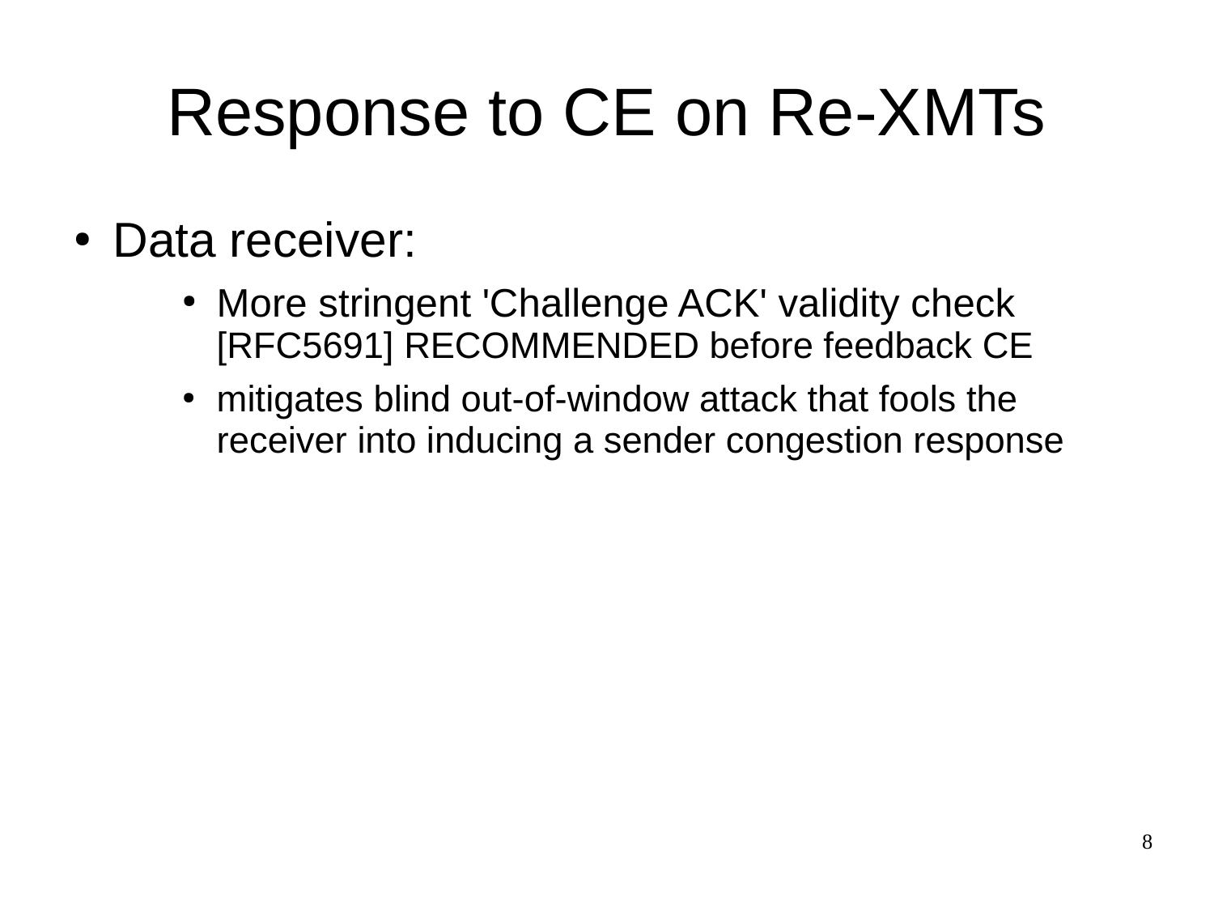# Response to CE on Re-XMTs

- Data receiver:
    - More stringent 'Challenge ACK' validity check [RFC5691] RECOMMENDED before feedback CE
    - mitigates blind out-of-window attack that fools the receiver into inducing a sender congestion response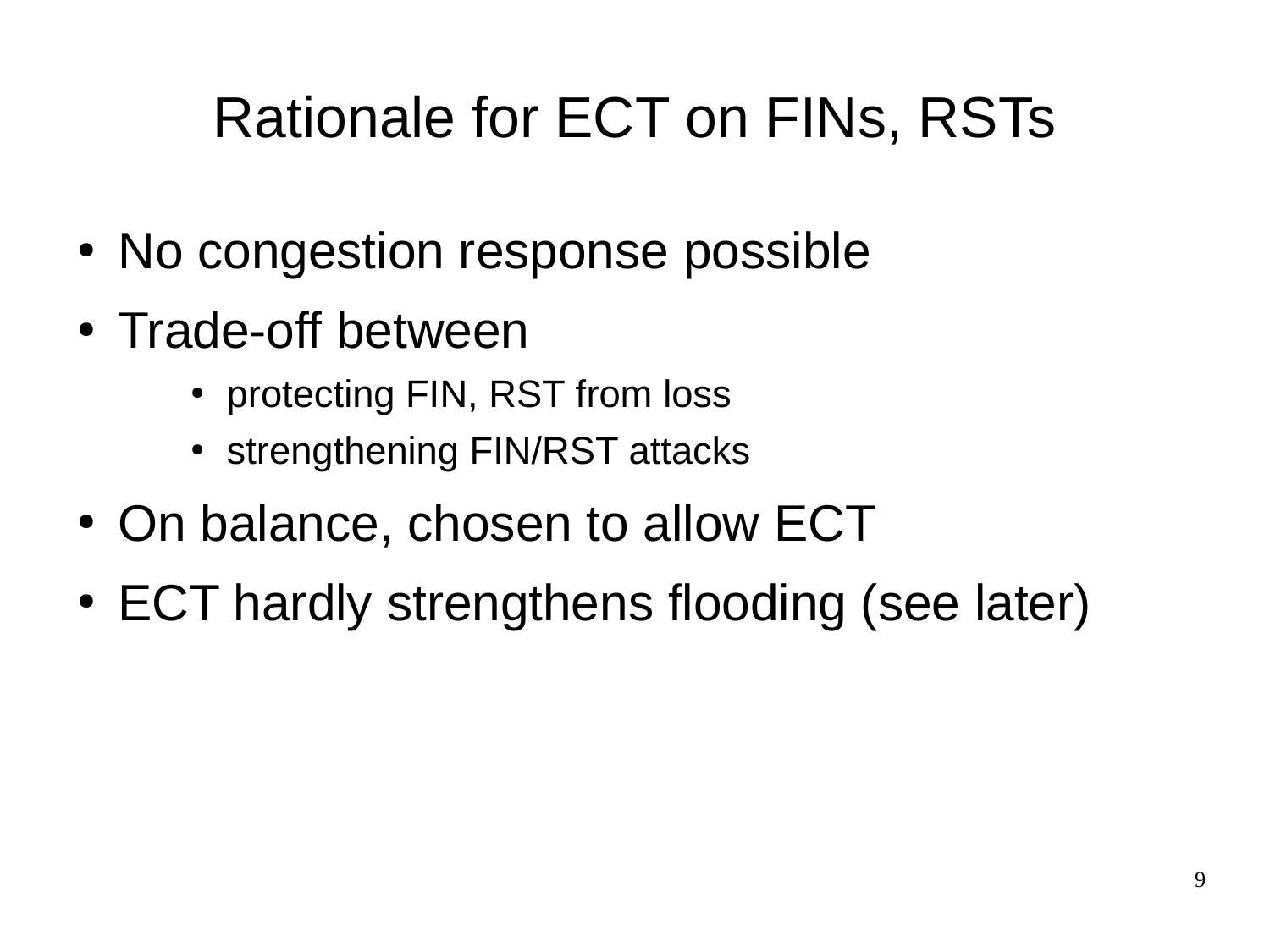# Rationale for ECT on FINs, RSTs

- No congestion response possible
- Trade-off between
  - protecting FIN, RST from loss
  - strengthening FIN/RST attacks
- On balance, chosen to allow ECT
- ECT hardly strengthens flooding (see later)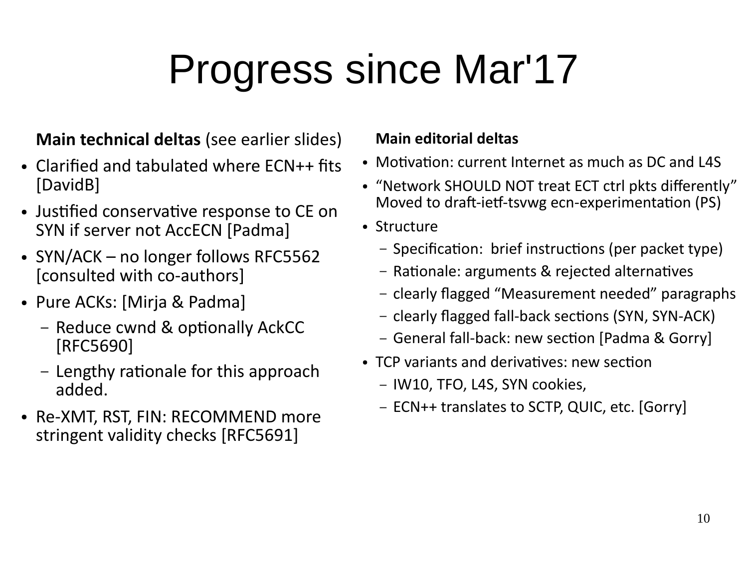# Progress since Mar'17

**Main technical deltas** (see earlier slides)

- Clarified and tabulated where ECN++ fits [DavidB]
- Justified conservative response to CE on SYN if server not AccECN [Padma]
- SYN/ACK – no longer follows RFC5562 [consulted with co-authors]
- Pure ACKs: [Mirja & Padma]
  - Reduce cwnd & optionally AckCC [RFC5690]
  - Lengthy rationale for this approach added.
- Re-XMT, RST, FIN: RECOMMEND more stringent validity checks [RFC5691]

**Main editorial deltas**

- Motivation: current Internet as much as DC and L4S
- "Network SHOULD NOT treat ECT ctrl pkts differently" Moved to draft-ietf-tsvwg ecn-experimentation (PS)
- Structure
  - Specification: brief instructions (per packet type)
  - Rationale: arguments & rejected alternatives
  - clearly flagged "Measurement needed" paragraphs
  - clearly flagged fall-back sections (SYN, SYN-ACK)
  - General fall-back: new section [Padma & Gorry]
- TCP variants and derivatives: new section
  - IW10, TFO, L4S, SYN cookies,
  - ECN++ translates to SCTP, QUIC, etc. [Gorry]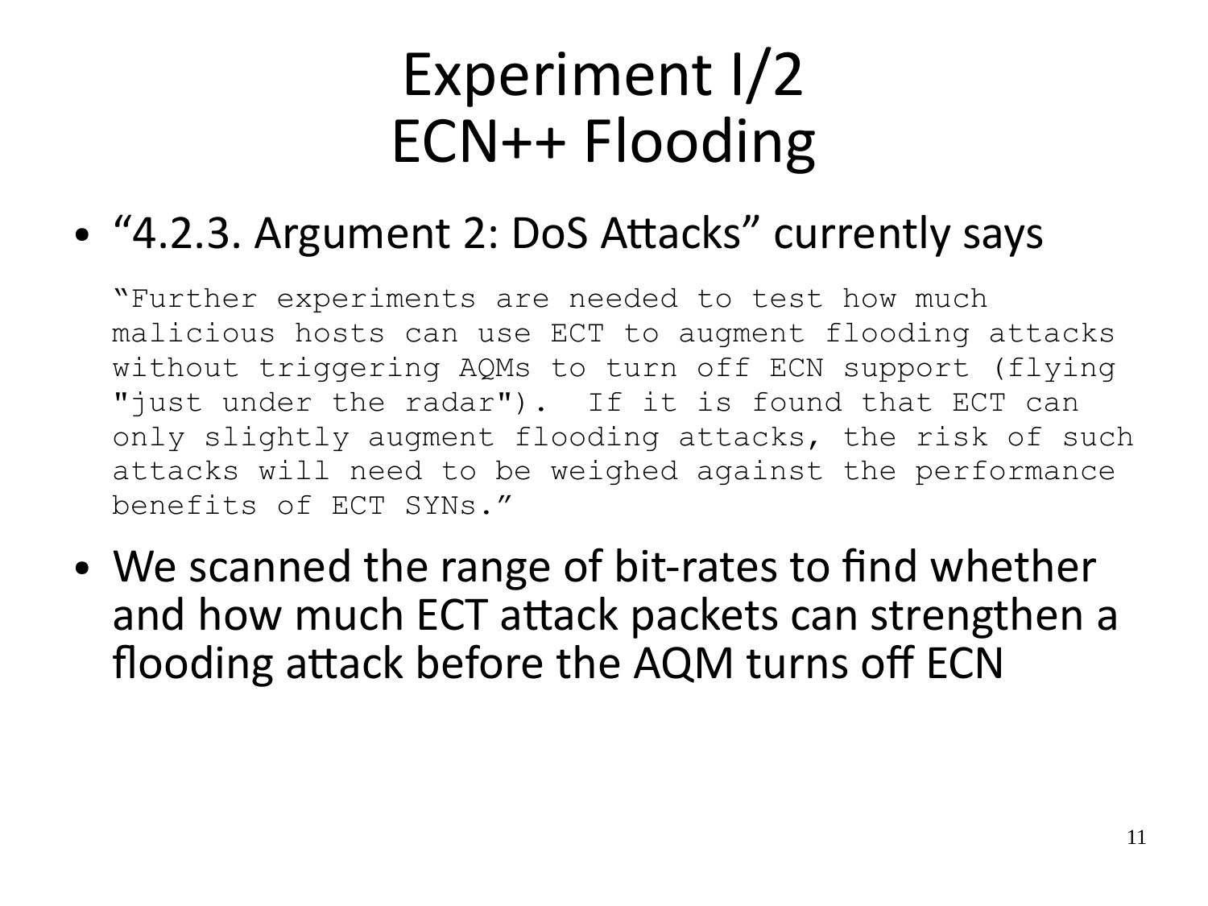# Experiment I/2
# ECN++ Flooding

- "4.2.3. Argument 2: DoS Attacks" currently says

```
"Further experiments are needed to test how much
malicious hosts can use ECT to augment flooding attacks
without triggering AQMs to turn off ECN support (flying
"just under the radar").  If it is found that ECT can
only slightly augment flooding attacks, the risk of such
attacks will need to be weighed against the performance
benefits of ECT SYNs."
```

- We scanned the range of bit-rates to find whether and how much ECT attack packets can strengthen a flooding attack before the AQM turns off ECN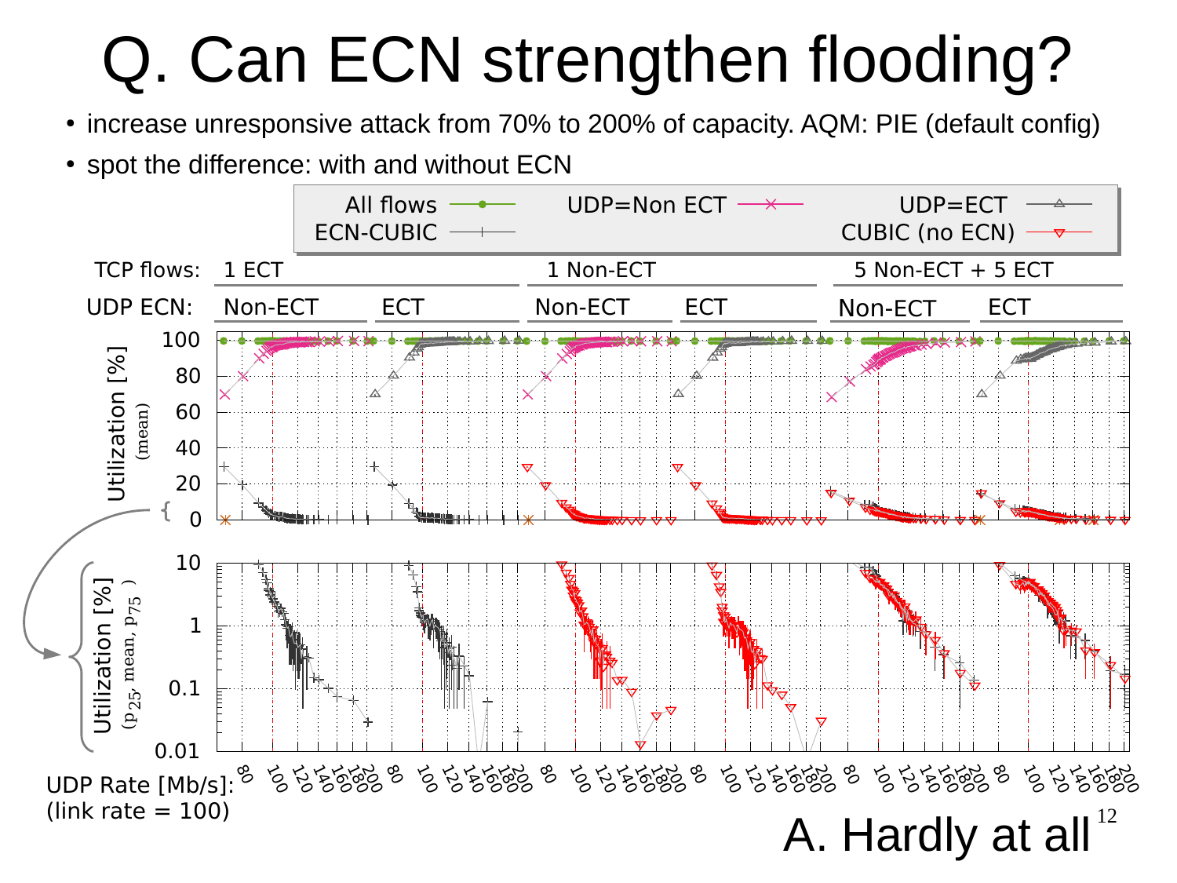# Q. Can ECN strengthen flooding?

- increase unresponsive attack from 70% to 200% of capacity. AQM: PIE (default config)
- spot the difference: with and without ECN

All flows | UDP=Non ECT | UDP=ECT | ECN-CUBIC | CUBIC (no ECN)

TCP flows: 1 ECT | 1 Non-ECT | 5 Non-ECT + 5 ECT

UDP ECN: Non-ECT | ECT | Non-ECT | ECT | Non-ECT | ECT

Utilization [%] (mean)

Utilization [%] ($p_{25}$, mean, $p_{75}$)

UDP Rate [Mb/s]:
(link rate = 100)

A. Hardly at all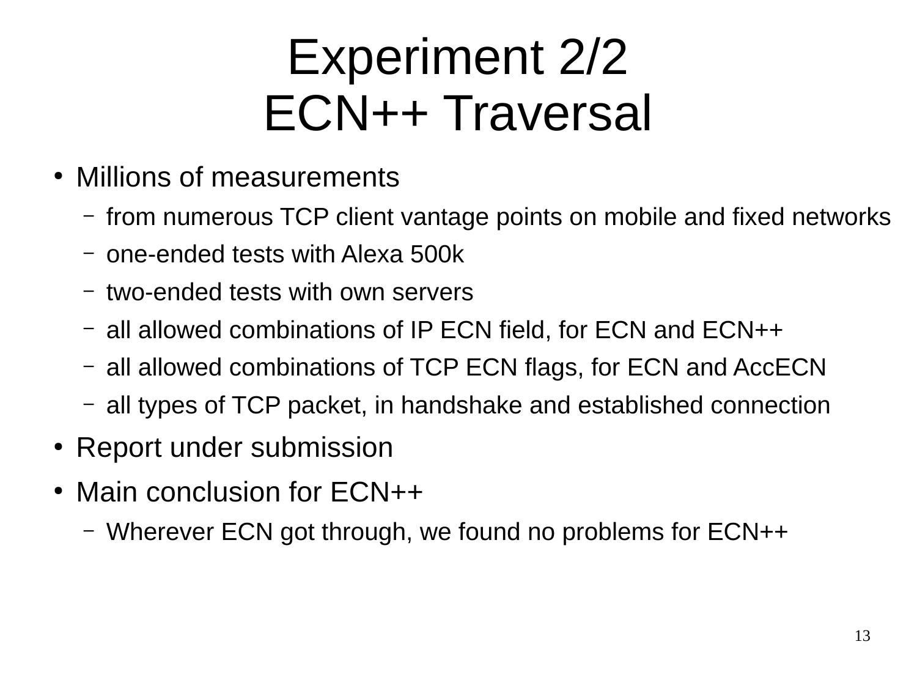# Experiment 2/2 ECN++ Traversal

- Millions of measurements
  - from numerous TCP client vantage points on mobile and fixed networks
  - one-ended tests with Alexa 500k
  - two-ended tests with own servers
  - all allowed combinations of IP ECN field, for ECN and ECN++
  - all allowed combinations of TCP ECN flags, for ECN and AccECN
  - all types of TCP packet, in handshake and established connection
- Report under submission
- Main conclusion for ECN++
  - Wherever ECN got through, we found no problems for ECN++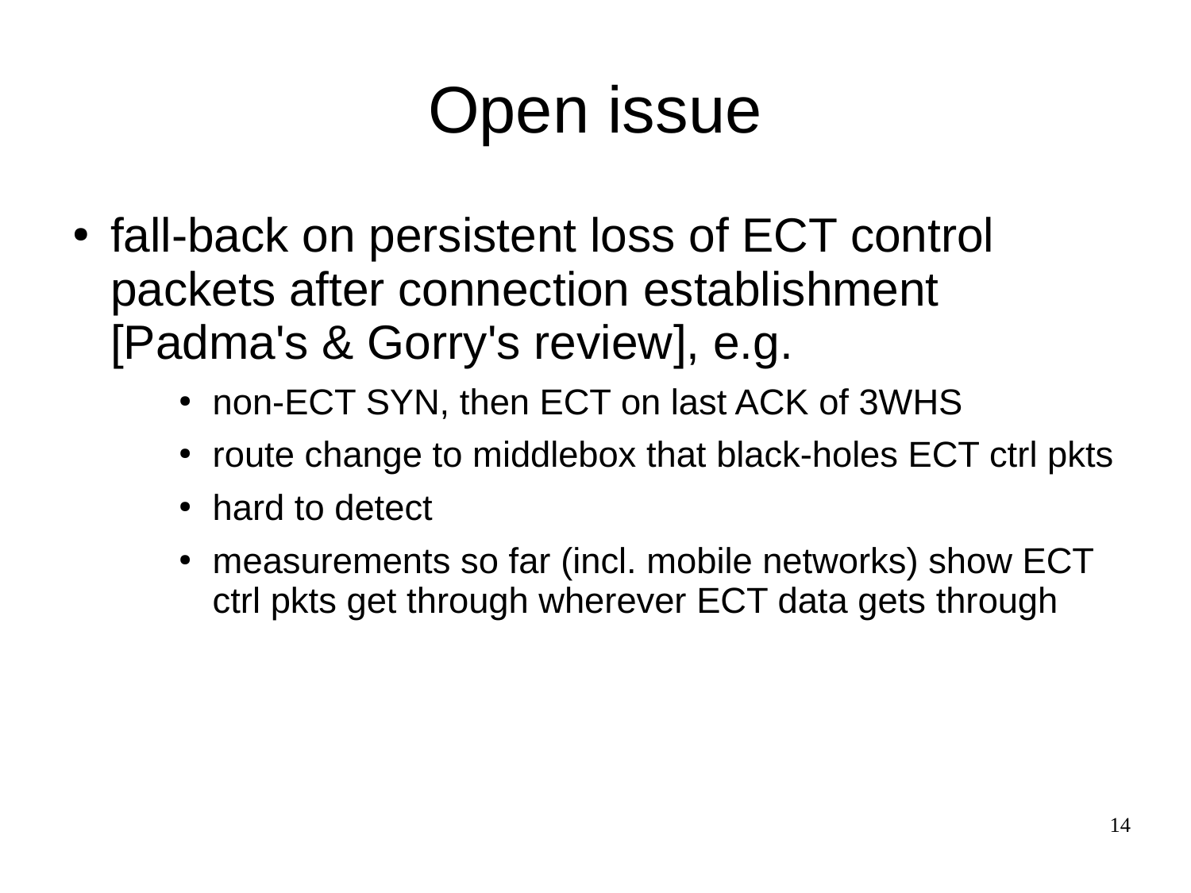# Open issue

- fall-back on persistent loss of ECT control packets after connection establishment [Padma's & Gorry's review], e.g.
  - non-ECT SYN, then ECT on last ACK of 3WHS
  - route change to middlebox that black-holes ECT ctrl pkts
  - hard to detect
  - measurements so far (incl. mobile networks) show ECT ctrl pkts get through wherever ECT data gets through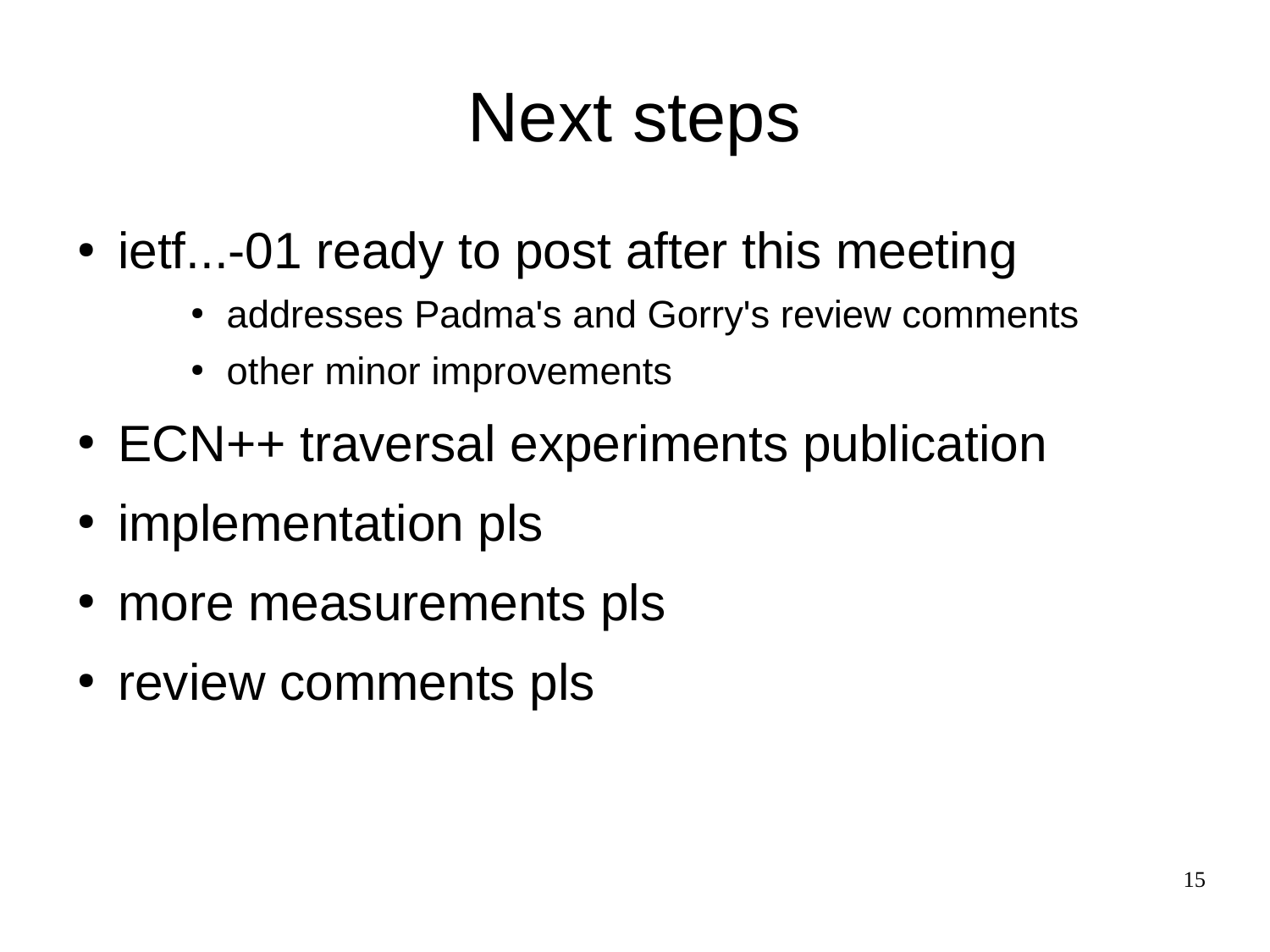# Next steps

- ietf...-01 ready to post after this meeting
  - addresses Padma's and Gorry's review comments
  - other minor improvements
- ECN++ traversal experiments publication
- implementation pls
- more measurements pls
- review comments pls